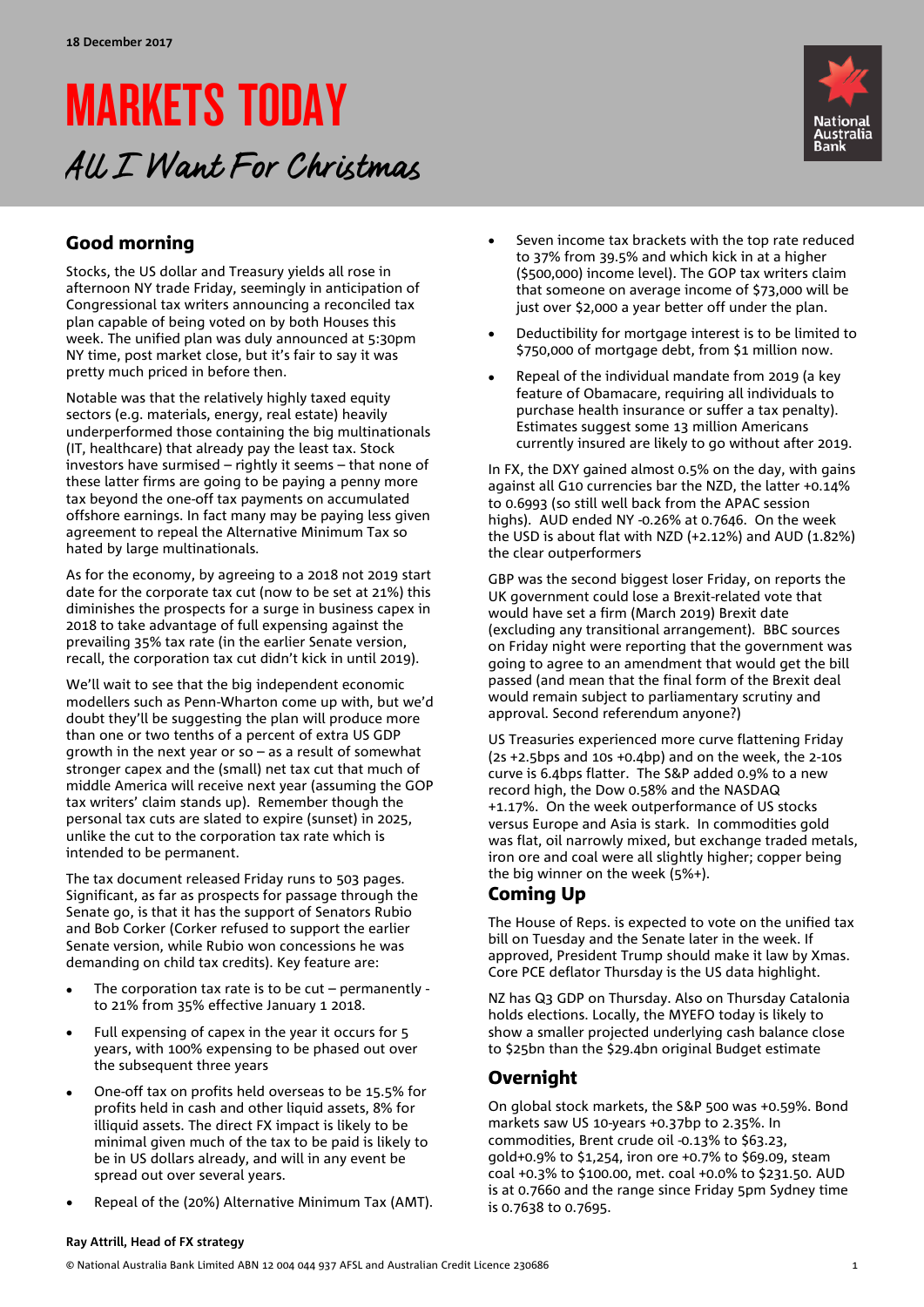18 December 2017

# MARKETS TODAY

*All I Want For Christmas*

## Good morning

Stocks, the US dollar and Treasury yields all rose in afternoon NY trade Friday, seemingly in anticipation of Congressional tax writers announcing a reconciled tax plan capable of being voted on by both Houses this week. The unified plan was duly announced at 5:30pm NY time, post market close, but it's fair to say it was pretty much priced in before then.

Notable was that the relatively highly taxed equity sectors (e.g. materials, energy, real estate) heavily underperformed those containing the big multinationals (IT, healthcare) that already pay the least tax. Stock investors have surmised – rightly it seems – that none of these latter firms are going to be paying a penny more tax beyond the one-off tax payments on accumulated offshore earnings. In fact many may be paying less given agreement to repeal the Alternative Minimum Tax so hated by large multinationals.

As for the economy, by agreeing to a 2018 not 2019 start date for the corporate tax cut (now to be set at 21%) this diminishes the prospects for a surge in business capex in 2018 to take advantage of full expensing against the prevailing 35% tax rate (in the earlier Senate version, recall, the corporation tax cut didn't kick in until 2019).

We'll wait to see that the big independent economic modellers such as Penn-Wharton come up with, but we'd doubt they'll be suggesting the plan will produce more than one or two tenths of a percent of extra US GDP growth in the next year or so – as a result of somewhat stronger capex and the (small) net tax cut that much of middle America will receive next year (assuming the GOP tax writers' claim stands up). Remember though the personal tax cuts are slated to expire (sunset) in 2025, unlike the cut to the corporation tax rate which is intended to be permanent.

The tax document released Friday runs to 503 pages. Significant, as far as prospects for passage through the Senate go, is that it has the support of Senators Rubio and Bob Corker (Corker refused to support the earlier Senate version, while Rubio won concessions he was demanding on child tax credits). Key feature are:

- The corporation tax rate is to be cut – permanently - to 21% from 35% effective January 1 2018.
- Full expensing of capex in the year it occurs for 5 years, with 100% expensing to be phased out over the subsequent three years
- One-off tax on profits held overseas to be 15.5% for profits held in cash and other liquid assets, 8% for illiquid assets. The direct FX impact is likely to be minimal given much of the tax to be paid is likely to be in US dollars already, and will in any event be spread out over several years.
- Repeal of the (20%) Alternative Minimum Tax (AMT).
- Seven income tax brackets with the top rate reduced to 37% from 39.5% and which kick in at a higher ($500,000) income level). The GOP tax writers claim that someone on average income of $73,000 will be just over $2,000 a year better off under the plan.
- Deductibility for mortgage interest is to be limited to $750,000 of mortgage debt, from $1 million now.
- Repeal of the individual mandate from 2019 (a key feature of Obamacare, requiring all individuals to purchase health insurance or suffer a tax penalty). Estimates suggest some 13 million Americans currently insured are likely to go without after 2019.

In FX, the DXY gained almost 0.5% on the day, with gains against all G10 currencies bar the NZD, the latter +0.14% to 0.6993 (so still well back from the APAC session highs). AUD ended NY -0.26% at 0.7646. On the week the USD is about flat with NZD (+2.12%) and AUD (1.82%) the clear outperformers

GBP was the second biggest loser Friday, on reports the UK government could lose a Brexit-related vote that would have set a firm (March 2019) Brexit date (excluding any transitional arrangement). BBC sources on Friday night were reporting that the government was going to agree to an amendment that would get the bill passed (and mean that the final form of the Brexit deal would remain subject to parliamentary scrutiny and approval. Second referendum anyone?)

US Treasuries experienced more curve flattening Friday (2s +2.5bps and 10s +0.4bp) and on the week, the 2-10s curve is 6.4bps flatter. The S&P added 0.9% to a new record high, the Dow 0.58% and the NASDAQ +1.17%. On the week outperformance of US stocks versus Europe and Asia is stark. In commodities gold was flat, oil narrowly mixed, but exchange traded metals, iron ore and coal were all slightly higher; copper being the big winner on the week (5%+).

## Coming Up

The House of Reps. is expected to vote on the unified tax bill on Tuesday and the Senate later in the week. If approved, President Trump should make it law by Xmas. Core PCE deflator Thursday is the US data highlight.

NZ has Q3 GDP on Thursday. Also on Thursday Catalonia holds elections. Locally, the MYEFO today is likely to show a smaller projected underlying cash balance close to $25bn than the $29.4bn original Budget estimate

## Overnight

On global stock markets, the S&P 500 was +0.59%. Bond markets saw US 10-years +0.37bp to 2.35%. In commodities, Brent crude oil -0.13% to $63.23, gold+0.9% to $1,254, iron ore +0.7% to $69.09, steam coal +0.3% to $100.00, met. coal +0.0% to $231.50. AUD is at 0.7660 and the range since Friday 5pm Sydney time is 0.7638 to 0.7695.

**Ray Attrill, Head of FX strategy**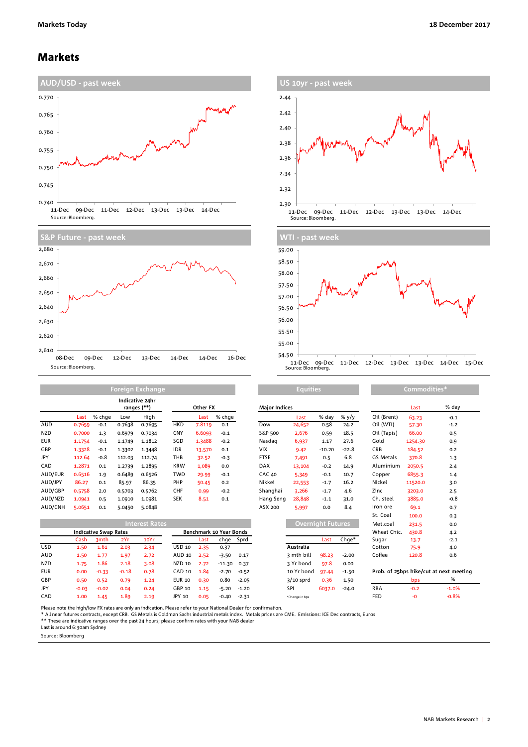# Markets

## AUD/USD - past week

Source: Bloomberg.

## US 10yr - past week

Source: Bloomberg.

## S&P Future - past week

Source: Bloomberg.

## WTI - past week

Source: Bloomberg.

## Foreign Exchange

| | | | Indicative 24hr ranges (**) | | | Other FX | |
|---|---|---|---|---|---|---|---|
| | Last | % chge | Low | High | | Last | % chge |
| AUD | 0.7659 | -0.1 | 0.7638 | 0.7695 | HKD | 7.8119 | 0.1 |
| NZD | 0.7000 | 1.3 | 0.6979 | 0.7034 | CNY | 6.6093 | -0.1 |
| EUR | 1.1754 | -0.1 | 1.1749 | 1.1812 | SGD | 1.3488 | -0.2 |
| GBP | 1.3328 | -0.1 | 1.3302 | 1.3448 | IDR | 13,570 | 0.1 |
| JPY | 112.64 | -0.8 | 112.03 | 112.74 | THB | 32.52 | -0.3 |
| CAD | 1.2871 | 0.1 | 1.2739 | 1.2895 | KRW | 1,089 | 0.0 |
| AUD/EUR | 0.6516 | 1.9 | 0.6489 | 0.6526 | TWD | 29.99 | -0.1 |
| AUD/JPY | 86.27 | 0.1 | 85.97 | 86.35 | PHP | 50.45 | 0.2 |
| AUD/GBP | 0.5758 | 2.0 | 0.5703 | 0.5762 | CHF | 0.99 | -0.2 |
| AUD/NZD | 1.0941 | 0.5 | 1.0910 | 1.0981 | SEK | 8.51 | 0.1 |
| AUD/CNH | 5.0651 | 0.1 | 5.0450 | 5.0848 | | | |

## Equities

| Major Indices | Last | % day | % y/y |
|---|---|---|---|
| Dow | 24,652 | 0.58 | 24.2 |
| S&P 500 | 2,676 | 0.59 | 18.5 |
| Nasdaq | 6,937 | 1.17 | 27.6 |
| VIX | 9.42 | -10.20 | -22.8 |
| FTSE | 7,491 | 0.5 | 6.8 |
| DAX | 13,104 | -0.2 | 14.9 |
| CAC 40 | 5,349 | -0.1 | 10.7 |
| Nikkei | 22,553 | -1.7 | 16.2 |
| Shanghai | 3,266 | -1.7 | 4.6 |
| Hang Seng | 28,848 | -1.1 | 31.0 |
| ASX 200 | 5,997 | 0.0 | 8.4 |

## Commodities*

| | Last | % day |
|---|---|---|
| Oil (Brent) | 63.23 | -0.1 |
| Oil (WTI) | 57.30 | -1.2 |
| Oil (Tapis) | 66.00 | 0.5 |
| Gold | 1254.30 | 0.9 |
| CRB | 184.52 | 0.2 |
| GS Metals | 370.8 | 1.3 |
| Aluminium | 2050.5 | 2.4 |
| Copper | 6855.3 | 1.4 |
| Nickel | 11520.0 | 3.0 |
| Zinc | 3203.0 | 2.5 |
| Ch. steel | 3885.0 | -0.8 |
| Iron ore | 69.1 | 0.7 |
| St. Coal | 100.0 | 0.3 |
| Met.coal | 231.5 | 0.0 |
| Wheat Chic. | 430.8 | 4.2 |
| Sugar | 13.7 | -2.1 |
| Cotton | 75.9 | 4.0 |
| Coffee | 120.8 | 0.6 |

| Prob. of 25bps hike/cut at next meeting | bps | % |
|---|---|---|
| RBA | -0.2 | -1.0% |
| FED | -0 | -0.8% |

## Interest Rates

| | Indicative Swap Rates | | | | | Benchmark 10 Year Bonds | | |
|---|---|---|---|---|---|---|---|---|
| | Cash | 3mth | 2Yr | 10Yr | | Last | chge | Sprd |
| USD | 1.50 | 1.61 | 2.03 | 2.34 | USD 10 | 2.35 | 0.37 | |
| AUD | 1.50 | 1.77 | 1.97 | 2.72 | AUD 10 | 2.52 | -3.50 | 0.17 |
| NZD | 1.75 | 1.86 | 2.18 | 3.08 | NZD 10 | 2.72 | -11.30 | 0.37 |
| EUR | 0.00 | -0.33 | -0.18 | 0.78 | CAD 10 | 1.84 | -2.70 | -0.52 |
| GBP | 0.50 | 0.52 | 0.79 | 1.24 | EUR 10 | 0.30 | 0.80 | -2.05 |
| JPY | -0.03 | -0.02 | 0.04 | 0.24 | GBP 10 | 1.15 | -5.20 | -1.20 |
| CAD | 1.00 | 1.45 | 1.89 | 2.19 | JPY 10 | 0.05 | -0.40 | -2.31 |

## Overnight Futures

| | Last | Chge* |
|---|---|---|
| Australia | | |
| 3 mth bill | 98.23 | -2.00 |
| 3 Yr bond | 97.8 | 0.00 |
| 10 Yr bond | 97.44 | -1.50 |
| 3/10 sprd | 0.36 | 1.50 |
| SPI | 6037.0 | -24.0 |

*Change in bps

Please note the high/low FX rates are only an indication. Please refer to your National Dealer for confirmation.
* All near futures contracts, except CRB. GS Metals is Goldman Sachs industrial metals index. Metals prices are CME. Emissions: ICE Dec contracts, Euros
** These are indicative ranges over the past 24 hours; please confirm rates with your NAB dealer
Last is around 6:30am Sydney

Source: Bloomberg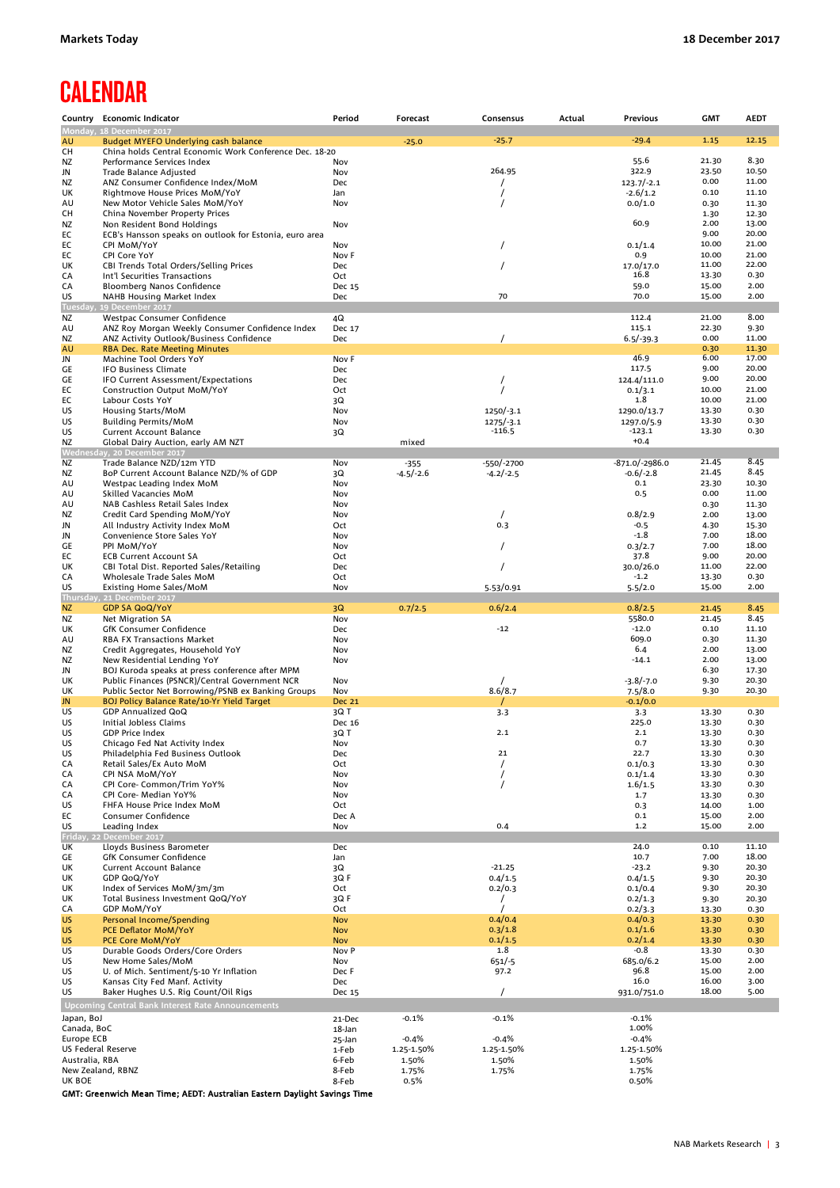# CALENDAR

| Country | Economic Indicator | Period | Forecast | Consensus | Actual | Previous | GMT | AEDT |
|---|---|---|---|---|---|---|---|---|
| **Monday, 18 December 2017** | | | | | | | | |
| AU | Budget MYEFO Underlying cash balance | | -25.0 | -25.7 | | -29.4 | 1.15 | 12.15 |
| CH | China holds Central Economic Work Conference Dec. 18-20 | | | | | | | |
| NZ | Performance Services Index | Nov | | | | 55.6 | 21.30 | 8.30 |
| JN | Trade Balance Adjusted | Nov | | 264.95 | | 322.9 | 23.50 | 10.50 |
| NZ | ANZ Consumer Confidence Index/MoM | Dec | | / | | 123.7/-2.1 | 0.00 | 11.00 |
| UK | Rightmove House Prices MoM/YoY | Jan | | / | | -2.6/1.2 | 0.10 | 11.10 |
| AU | New Motor Vehicle Sales MoM/YoY | Nov | | / | | 0.0/1.0 | 0.30 | 11.30 |
| CH | China November Property Prices | | | | | | 1.30 | 12.30 |
| NZ | Non Resident Bond Holdings | Nov | | | | 60.9 | 2.00 | 13.00 |
| EC | ECB's Hansson speaks on outlook for Estonia, euro area | | | | | | 9.00 | 20.00 |
| EC | CPI MoM/YoY | Nov | | / | | 0.1/1.4 | 10.00 | 21.00 |
| EC | CPI Core YoY | Nov F | | | | 0.9 | 10.00 | 21.00 |
| UK | CBI Trends Total Orders/Selling Prices | Dec | | / | | 17.0/17.0 | 11.00 | 22.00 |
| CA | Int'l Securities Transactions | Oct | | | | 16.8 | 13.30 | 0.30 |
| CA | Bloomberg Nanos Confidence | Dec 15 | | | | 59.0 | 15.00 | 2.00 |
| US | NAHB Housing Market Index | Dec | | 70 | | 70.0 | 15.00 | 2.00 |
| **Tuesday, 19 December 2017** | | | | | | | | |
| NZ | Westpac Consumer Confidence | 4Q | | | | 112.4 | 21.00 | 8.00 |
| AU | ANZ Roy Morgan Weekly Consumer Confidence Index | Dec 17 | | | | 115.1 | 22.30 | 9.30 |
| NZ | ANZ Activity Outlook/Business Confidence | Dec | | / | | 6.5/-39.3 | 0.00 | 11.00 |
| AU | RBA Dec. Rate Meeting Minutes | | | | | | 0.30 | 11.30 |
| JN | Machine Tool Orders YoY | Nov F | | | | 46.9 | 6.00 | 17.00 |
| GE | IFO Business Climate | Dec | | | | 117.5 | 9.00 | 20.00 |
| GE | IFO Current Assessment/Expectations | Dec | | / | | 124.4/111.0 | 9.00 | 20.00 |
| EC | Construction Output MoM/YoY | Oct | | / | | 0.1/3.1 | 10.00 | 21.00 |
| EC | Labour Costs YoY | 3Q | | | | 1.8 | 10.00 | 21.00 |
| US | Housing Starts/MoM | Nov | | 1250/-3.1 | | 1290.0/13.7 | 13.30 | 0.30 |
| US | Building Permits/MoM | Nov | | 1275/-3.1 | | 1297.0/5.9 | 13.30 | 0.30 |
| US | Current Account Balance | 3Q | | -116.5 | | -123.1 | 13.30 | 0.30 |
| NZ | Global Dairy Auction, early AM NZT | | mixed | | | +0.4 | | |
| **Wednesday, 20 December 2017** | | | | | | | | |
| NZ | Trade Balance NZD/12m YTD | Nov | -355 | -550/-2700 | | -871.0/-2986.0 | 21.45 | 8.45 |
| NZ | BoP Current Account Balance NZD/% of GDP | 3Q | -4.5/-2.6 | -4.2/-2.5 | | -0.6/-2.8 | 21.45 | 8.45 |
| AU | Westpac Leading Index MoM | Nov | | | | 0.1 | 23.30 | 10.30 |
| AU | Skilled Vacancies MoM | Nov | | | | 0.5 | 0.00 | 11.00 |
| AU | NAB Cashless Retail Sales Index | Nov | | | | | 0.30 | 11.30 |
| NZ | Credit Card Spending MoM/YoY | Nov | | / | | 0.8/2.9 | 2.00 | 13.00 |
| JN | All Industry Activity Index MoM | Oct | | 0.3 | | -0.5 | 4.30 | 15.30 |
| JN | Convenience Store Sales YoY | Nov | | | | -1.8 | 7.00 | 18.00 |
| GE | PPI MoM/YoY | Nov | | / | | 0.3/2.7 | 7.00 | 18.00 |
| EC | ECB Current Account SA | Oct | | | | 37.8 | 9.00 | 20.00 |
| UK | CBI Total Dist. Reported Sales/Retailing | Dec | | / | | 30.0/26.0 | 11.00 | 22.00 |
| CA | Wholesale Trade Sales MoM | Oct | | | | -1.2 | 13.30 | 0.30 |
| US | Existing Home Sales/MoM | Nov | | 5.53/0.91 | | 5.5/2.0 | 15.00 | 2.00 |
| **Thursday, 21 December 2017** | | | | | | | | |
| NZ | GDP SA QoQ/YoY | 3Q | 0.7/2.5 | 0.6/2.4 | | 0.8/2.5 | 21.45 | 8.45 |
| NZ | Net Migration SA | Nov | | | | 5580.0 | 21.45 | 8.45 |
| UK | GfK Consumer Confidence | Dec | | -12 | | -12.0 | 0.10 | 11.10 |
| AU | RBA FX Transactions Market | Nov | | | | 609.0 | 0.30 | 11.30 |
| NZ | Credit Aggregates, Household YoY | Nov | | | | 6.4 | 2.00 | 13.00 |
| NZ | New Residential Lending YoY | Nov | | | | -14.1 | 2.00 | 13.00 |
| JN | BOJ Kuroda speaks at press conference after MPM | | | | | | 6.30 | 17.30 |
| UK | Public Finances (PSNCR)/Central Government NCR | Nov | | / | | -3.8/-7.0 | 9.30 | 20.30 |
| UK | Public Sector Net Borrowing/PSNB ex Banking Groups | Nov | | 8.6/8.7 | | 7.5/8.0 | 9.30 | 20.30 |
| JN | BOJ Policy Balance Rate/10-Yr Yield Target | Dec 21 | | / | | -0.1/0.0 | | |
| US | GDP Annualized QoQ | 3Q T | | 3.3 | | 3.3 | 13.30 | 0.30 |
| US | Initial Jobless Claims | Dec 16 | | | | 225.0 | 13.30 | 0.30 |
| US | GDP Price Index | 3Q T | | 2.1 | | 2.1 | 13.30 | 0.30 |
| US | Chicago Fed Nat Activity Index | Nov | | | | 0.7 | 13.30 | 0.30 |
| US | Philadelphia Fed Business Outlook | Dec | | 21 | | 22.7 | 13.30 | 0.30 |
| CA | Retail Sales/Ex Auto MoM | Oct | | / | | 0.1/0.3 | 13.30 | 0.30 |
| CA | CPI NSA MoM/YoY | Nov | | / | | 0.1/1.4 | 13.30 | 0.30 |
| CA | CPI Core- Common/Trim YoY% | Nov | | / | | 1.6/1.5 | 13.30 | 0.30 |
| CA | CPI Core- Median YoY% | Nov | | | | 1.7 | 13.30 | 0.30 |
| US | FHFA House Price Index MoM | Oct | | | | 0.3 | 14.00 | 1.00 |
| EC | Consumer Confidence | Dec A | | | | 0.1 | 15.00 | 2.00 |
| US | Leading Index | Nov | | 0.4 | | 1.2 | 15.00 | 2.00 |
| **Friday, 22 December 2017** | | | | | | | | |
| UK | Lloyds Business Barometer | Dec | | | | 24.0 | 0.10 | 11.10 |
| GE | GfK Consumer Confidence | Jan | | | | 10.7 | 7.00 | 18.00 |
| UK | Current Account Balance | 3Q | | -21.25 | | -23.2 | 9.30 | 20.30 |
| UK | GDP QoQ/YoY | 3Q F | | 0.4/1.5 | | 0.4/1.5 | 9.30 | 20.30 |
| UK | Index of Services MoM/3m/3m | Oct | | 0.2/0.3 | | 0.1/0.4 | 9.30 | 20.30 |
| UK | Total Business Investment QoQ/YoY | 3Q F | | / | | 0.2/1.3 | 9.30 | 20.30 |
| CA | GDP MoM/YoY | Oct | | / | | 0.2/3.3 | 13.30 | 0.30 |
| US | Personal Income/Spending | Nov | | 0.4/0.4 | | 0.4/0.3 | 13.30 | 0.30 |
| US | PCE Deflator MoM/YoY | Nov | | 0.3/1.8 | | 0.1/1.6 | 13.30 | 0.30 |
| US | PCE Core MoM/YoY | Nov | | 0.1/1.5 | | 0.2/1.4 | 13.30 | 0.30 |
| US | Durable Goods Orders/Core Orders | Nov P | | 1.8 | | -0.8 | 13.30 | 0.30 |
| US | New Home Sales/MoM | Nov | | 651/-5 | | 685.0/6.2 | 15.00 | 2.00 |
| US | U. of Mich. Sentiment/5-10 Yr Inflation | Dec F | | 97.2 | | 96.8 | 15.00 | 2.00 |
| US | Kansas City Fed Manf. Activity | Dec | | | | 16.0 | 16.00 | 3.00 |
| US | Baker Hughes U.S. Rig Count/Oil Rigs | Dec 15 | | / | | 931.0/751.0 | 18.00 | 5.00 |
| **Upcoming Central Bank Interest Rate Announcements** | | | | | | | | |
| Japan, BoJ | | 21-Dec | -0.1% | -0.1% | | -0.1% | | |
| Canada, BoC | | 18-Jan | | | | 1.00% | | |
| Europe ECB | | 25-Jan | -0.4% | -0.4% | | -0.4% | | |
| US Federal Reserve | | 1-Feb | 1.25-1.50% | 1.25-1.50% | | 1.25-1.50% | | |
| Australia, RBA | | 6-Feb | 1.50% | 1.50% | | 1.50% | | |
| New Zealand, RBNZ | | 8-Feb | 1.75% | 1.75% | | 1.75% | | |
| UK BOE | | 8-Feb | 0.5% | | | 0.50% | | |

**GMT: Greenwich Mean Time; AEDT: Australian Eastern Daylight Savings Time**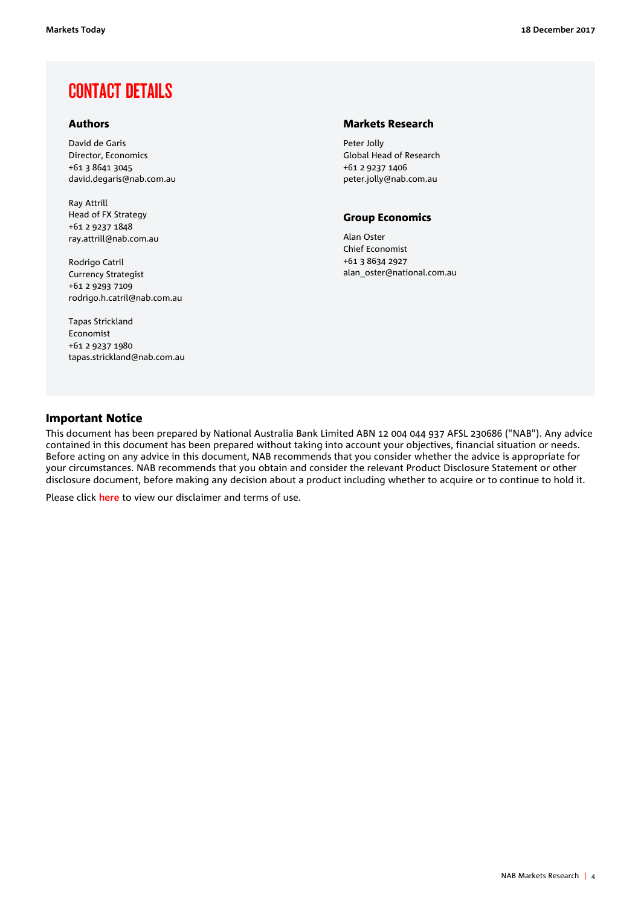# CONTACT DETAILS

### Authors

David de Garis
Director, Economics
+61 3 8641 3045
david.degaris@nab.com.au

Ray Attrill
Head of FX Strategy
+61 2 9237 1848
ray.attrill@nab.com.au

Rodrigo Catril
Currency Strategist
+61 2 9293 7109
rodrigo.h.catril@nab.com.au

Tapas Strickland
Economist
+61 2 9237 1980
tapas.strickland@nab.com.au

### Markets Research

Peter Jolly
Global Head of Research
+61 2 9237 1406
peter.jolly@nab.com.au

### Group Economics

Alan Oster
Chief Economist
+61 3 8634 2927
alan_oster@national.com.au

## Important Notice

This document has been prepared by National Australia Bank Limited ABN 12 004 044 937 AFSL 230686 ("NAB"). Any advice contained in this document has been prepared without taking into account your objectives, financial situation or needs. Before acting on any advice in this document, NAB recommends that you consider whether the advice is appropriate for your circumstances. NAB recommends that you obtain and consider the relevant Product Disclosure Statement or other disclosure document, before making any decision about a product including whether to acquire or to continue to hold it.

Please click **here** to view our disclaimer and terms of use.